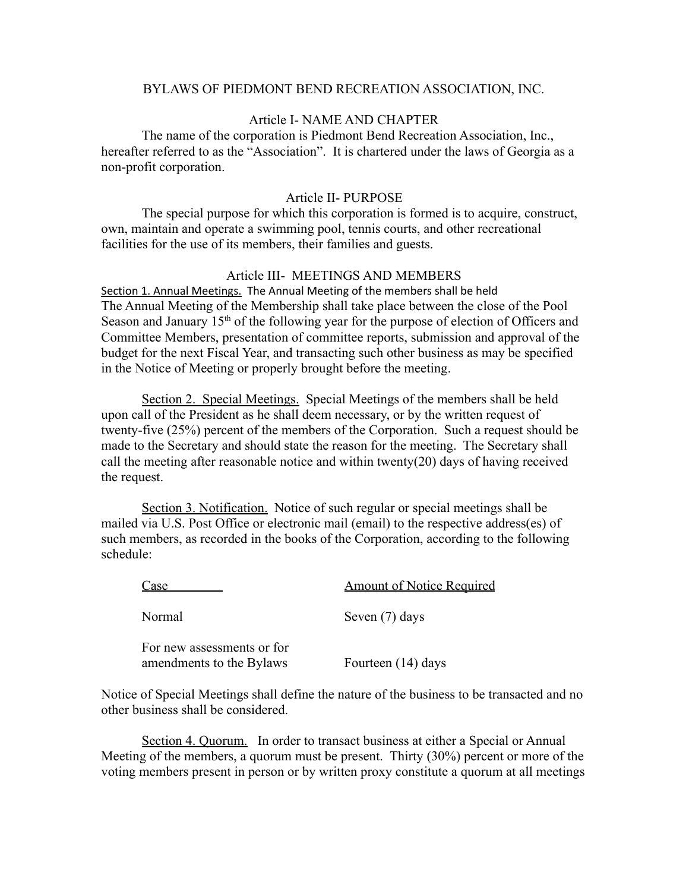# BYLAWS OF PIEDMONT BEND RECREATION ASSOCIATION, INC.

## Article I- NAME AND CHAPTER

The name of the corporation is Piedmont Bend Recreation Association, Inc., hereafter referred to as the "Association". It is chartered under the laws of Georgia as a non-profit corporation.

## Article II- PURPOSE

The special purpose for which this corporation is formed is to acquire, construct, own, maintain and operate a swimming pool, tennis courts, and other recreational facilities for the use of its members, their families and guests.

## Article III- MEETINGS AND MEMBERS

Section 1. Annual Meetings. The Annual Meeting of the members shall be held
The Annual Meeting of the Membership shall take place between the close of the Pool Season and January 15th of the following year for the purpose of election of Officers and Committee Members, presentation of committee reports, submission and approval of the budget for the next Fiscal Year, and transacting such other business as may be specified in the Notice of Meeting or properly brought before the meeting.

Section 2. Special Meetings. Special Meetings of the members shall be held upon call of the President as he shall deem necessary, or by the written request of twenty-five (25%) percent of the members of the Corporation. Such a request should be made to the Secretary and should state the reason for the meeting. The Secretary shall call the meeting after reasonable notice and within twenty(20) days of having received the request.

Section 3. Notification. Notice of such regular or special meetings shall be mailed via U.S. Post Office or electronic mail (email) to the respective address(es) of such members, as recorded in the books of the Corporation, according to the following schedule:

| Case | Amount of Notice Required |
|---|---|
| Normal | Seven (7) days |
| For new assessments or for amendments to the Bylaws | Fourteen (14) days |

Notice of Special Meetings shall define the nature of the business to be transacted and no other business shall be considered.

Section 4. Quorum. In order to transact business at either a Special or Annual Meeting of the members, a quorum must be present. Thirty (30%) percent or more of the voting members present in person or by written proxy constitute a quorum at all meetings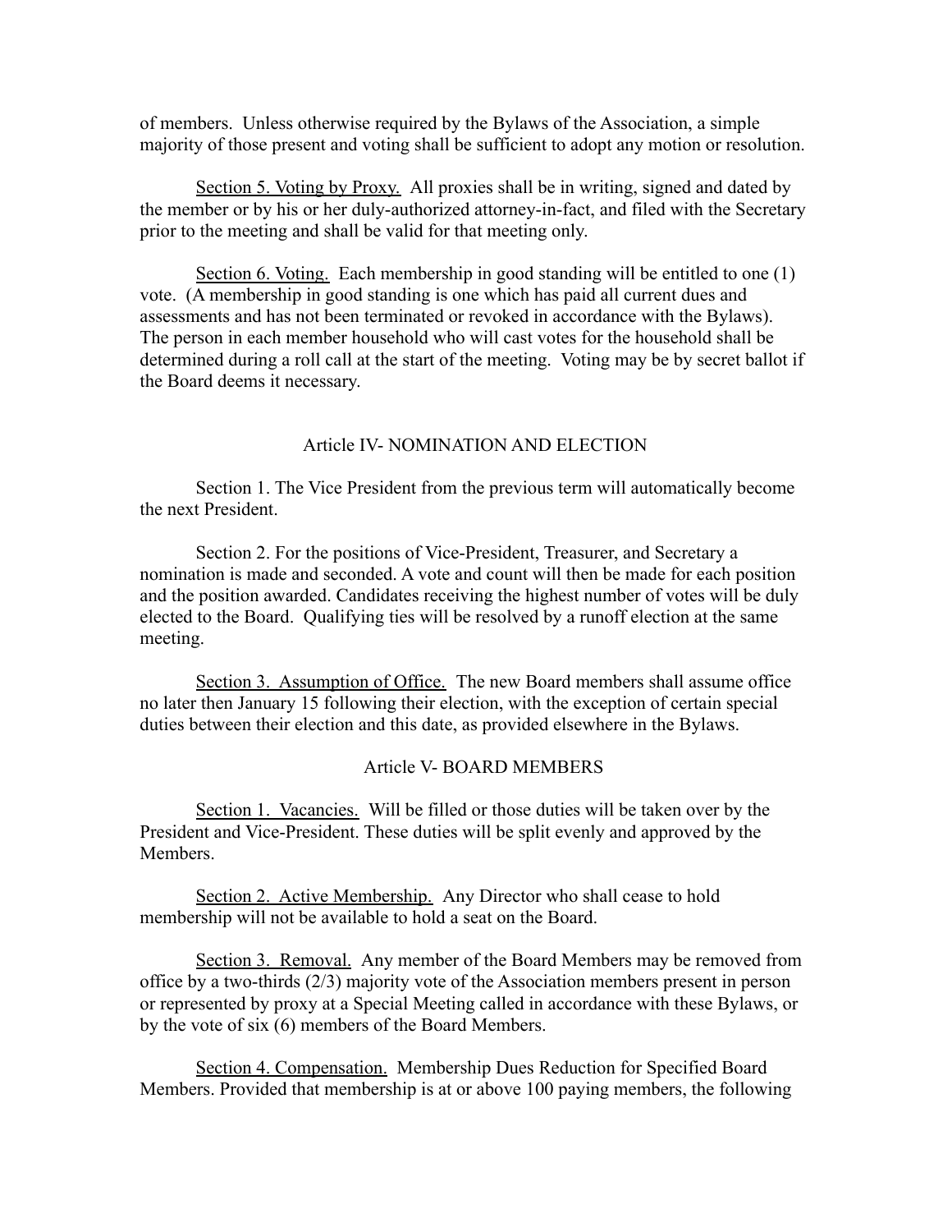of members. Unless otherwise required by the Bylaws of the Association, a simple majority of those present and voting shall be sufficient to adopt any motion or resolution.

Section 5. Voting by Proxy. All proxies shall be in writing, signed and dated by the member or by his or her duly-authorized attorney-in-fact, and filed with the Secretary prior to the meeting and shall be valid for that meeting only.

Section 6. Voting. Each membership in good standing will be entitled to one (1) vote. (A membership in good standing is one which has paid all current dues and assessments and has not been terminated or revoked in accordance with the Bylaws). The person in each member household who will cast votes for the household shall be determined during a roll call at the start of the meeting. Voting may be by secret ballot if the Board deems it necessary.

## Article IV- NOMINATION AND ELECTION

Section 1. The Vice President from the previous term will automatically become the next President.

Section 2. For the positions of Vice-President, Treasurer, and Secretary a nomination is made and seconded. A vote and count will then be made for each position and the position awarded. Candidates receiving the highest number of votes will be duly elected to the Board. Qualifying ties will be resolved by a runoff election at the same meeting.

Section 3. Assumption of Office. The new Board members shall assume office no later then January 15 following their election, with the exception of certain special duties between their election and this date, as provided elsewhere in the Bylaws.

## Article V- BOARD MEMBERS

Section 1. Vacancies. Will be filled or those duties will be taken over by the President and Vice-President. These duties will be split evenly and approved by the Members.

Section 2. Active Membership. Any Director who shall cease to hold membership will not be available to hold a seat on the Board.

Section 3. Removal. Any member of the Board Members may be removed from office by a two-thirds (2/3) majority vote of the Association members present in person or represented by proxy at a Special Meeting called in accordance with these Bylaws, or by the vote of six (6) members of the Board Members.

Section 4. Compensation. Membership Dues Reduction for Specified Board Members. Provided that membership is at or above 100 paying members, the following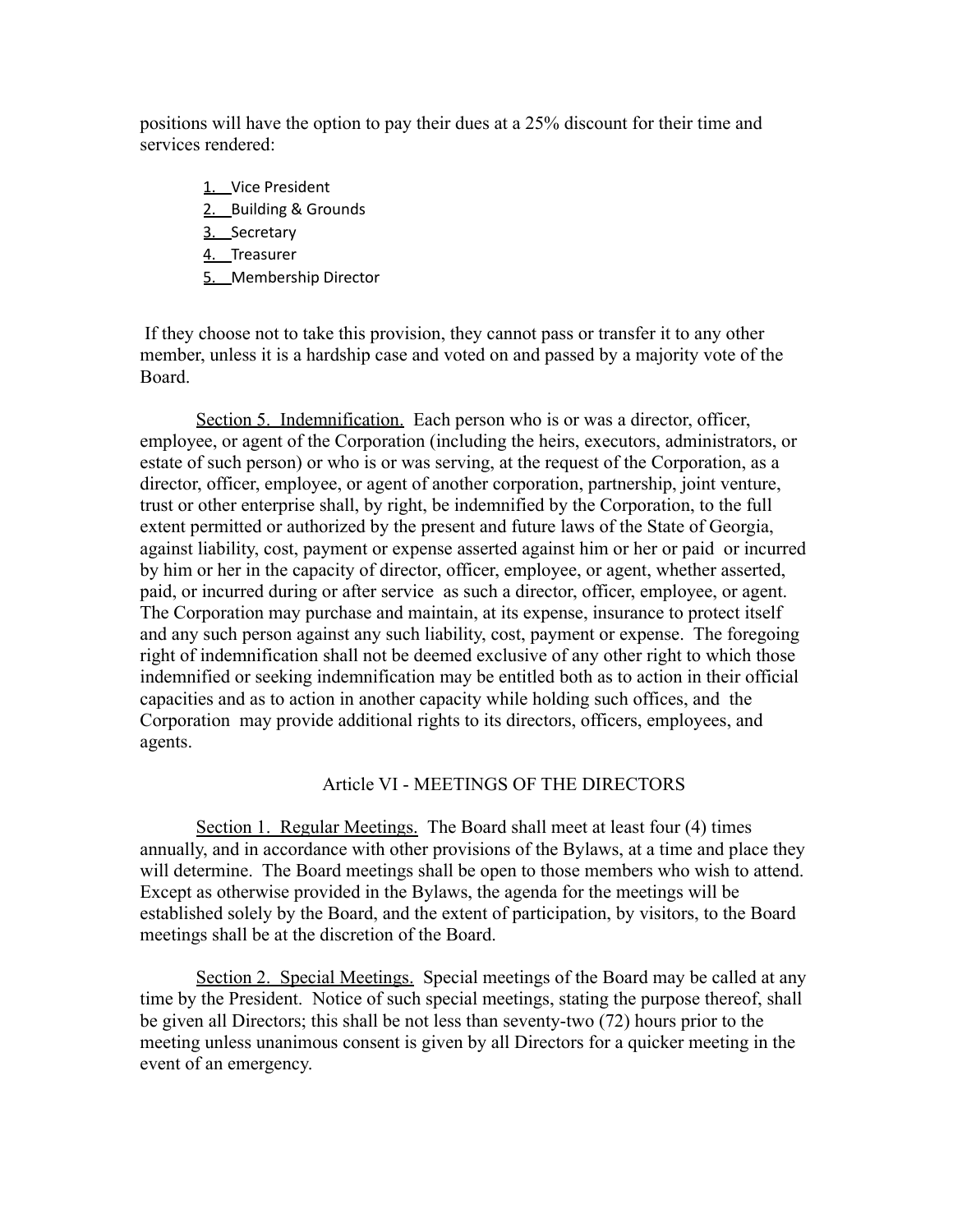positions will have the option to pay their dues at a 25% discount for their time and services rendered:

1. Vice President
2. Building & Grounds
3. Secretary
4. Treasurer
5. Membership Director

If they choose not to take this provision, they cannot pass or transfer it to any other member, unless it is a hardship case and voted on and passed by a majority vote of the Board.

Section 5. Indemnification. Each person who is or was a director, officer, employee, or agent of the Corporation (including the heirs, executors, administrators, or estate of such person) or who is or was serving, at the request of the Corporation, as a director, officer, employee, or agent of another corporation, partnership, joint venture, trust or other enterprise shall, by right, be indemnified by the Corporation, to the full extent permitted or authorized by the present and future laws of the State of Georgia, against liability, cost, payment or expense asserted against him or her or paid or incurred by him or her in the capacity of director, officer, employee, or agent, whether asserted, paid, or incurred during or after service as such a director, officer, employee, or agent. The Corporation may purchase and maintain, at its expense, insurance to protect itself and any such person against any such liability, cost, payment or expense. The foregoing right of indemnification shall not be deemed exclusive of any other right to which those indemnified or seeking indemnification may be entitled both as to action in their official capacities and as to action in another capacity while holding such offices, and the Corporation may provide additional rights to its directors, officers, employees, and agents.

## Article VI - MEETINGS OF THE DIRECTORS

Section 1. Regular Meetings. The Board shall meet at least four (4) times annually, and in accordance with other provisions of the Bylaws, at a time and place they will determine. The Board meetings shall be open to those members who wish to attend. Except as otherwise provided in the Bylaws, the agenda for the meetings will be established solely by the Board, and the extent of participation, by visitors, to the Board meetings shall be at the discretion of the Board.

Section 2. Special Meetings. Special meetings of the Board may be called at any time by the President. Notice of such special meetings, stating the purpose thereof, shall be given all Directors; this shall be not less than seventy-two (72) hours prior to the meeting unless unanimous consent is given by all Directors for a quicker meeting in the event of an emergency.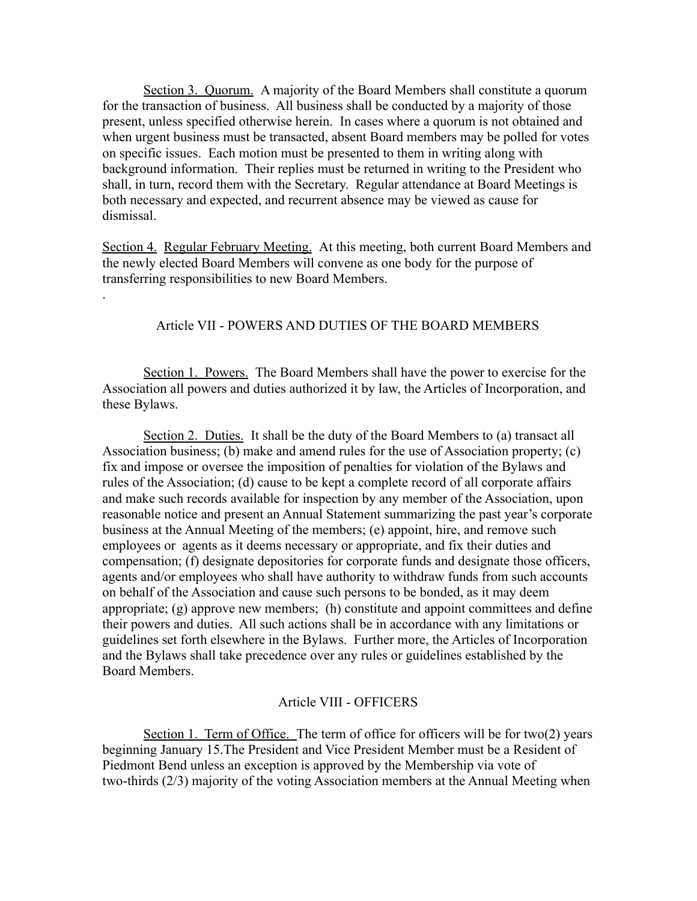Section 3. Quorum. A majority of the Board Members shall constitute a quorum for the transaction of business. All business shall be conducted by a majority of those present, unless specified otherwise herein. In cases where a quorum is not obtained and when urgent business must be transacted, absent Board members may be polled for votes on specific issues. Each motion must be presented to them in writing along with background information. Their replies must be returned in writing to the President who shall, in turn, record them with the Secretary. Regular attendance at Board Meetings is both necessary and expected, and recurrent absence may be viewed as cause for dismissal.

Section 4. Regular February Meeting. At this meeting, both current Board Members and the newly elected Board Members will convene as one body for the purpose of transferring responsibilities to new Board Members.

.

## Article VII - POWERS AND DUTIES OF THE BOARD MEMBERS

Section 1. Powers. The Board Members shall have the power to exercise for the Association all powers and duties authorized it by law, the Articles of Incorporation, and these Bylaws.

Section 2. Duties. It shall be the duty of the Board Members to (a) transact all Association business; (b) make and amend rules for the use of Association property; (c) fix and impose or oversee the imposition of penalties for violation of the Bylaws and rules of the Association; (d) cause to be kept a complete record of all corporate affairs and make such records available for inspection by any member of the Association, upon reasonable notice and present an Annual Statement summarizing the past year's corporate business at the Annual Meeting of the members; (e) appoint, hire, and remove such employees or agents as it deems necessary or appropriate, and fix their duties and compensation; (f) designate depositories for corporate funds and designate those officers, agents and/or employees who shall have authority to withdraw funds from such accounts on behalf of the Association and cause such persons to be bonded, as it may deem appropriate; (g) approve new members; (h) constitute and appoint committees and define their powers and duties. All such actions shall be in accordance with any limitations or guidelines set forth elsewhere in the Bylaws. Further more, the Articles of Incorporation and the Bylaws shall take precedence over any rules or guidelines established by the Board Members.

## Article VIII - OFFICERS

Section 1. Term of Office. The term of office for officers will be for two(2) years beginning January 15.The President and Vice President Member must be a Resident of Piedmont Bend unless an exception is approved by the Membership via vote of two-thirds (2/3) majority of the voting Association members at the Annual Meeting when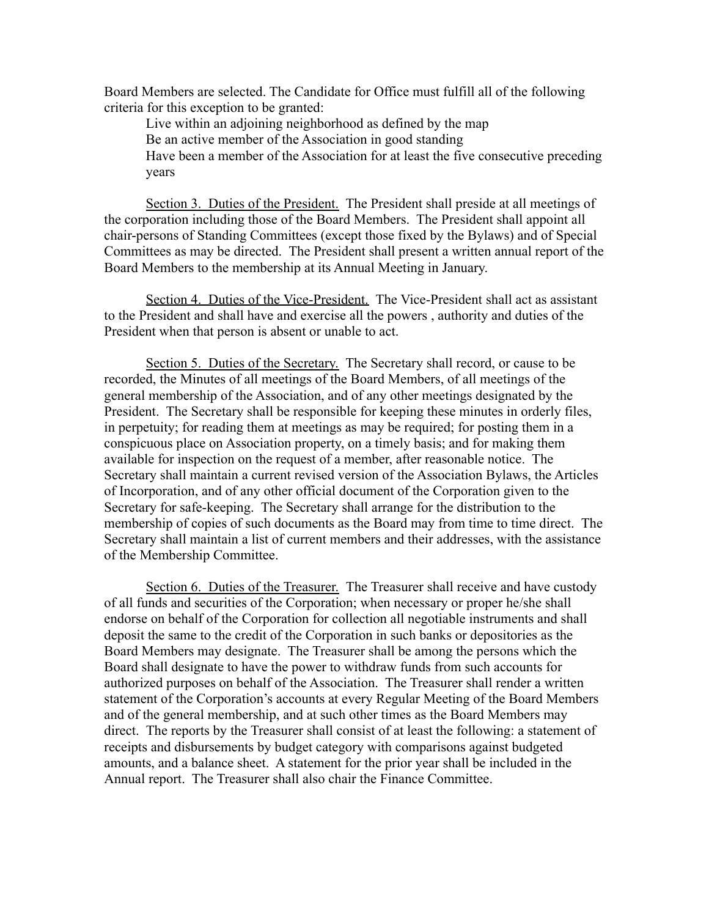Board Members are selected. The Candidate for Office must fulfill all of the following criteria for this exception to be granted:

- Live within an adjoining neighborhood as defined by the map
- Be an active member of the Association in good standing
- Have been a member of the Association for at least the five consecutive preceding years

<u>Section 3. Duties of the President.</u> The President shall preside at all meetings of the corporation including those of the Board Members. The President shall appoint all chair-persons of Standing Committees (except those fixed by the Bylaws) and of Special Committees as may be directed. The President shall present a written annual report of the Board Members to the membership at its Annual Meeting in January.

<u>Section 4. Duties of the Vice-President.</u> The Vice-President shall act as assistant to the President and shall have and exercise all the powers , authority and duties of the President when that person is absent or unable to act.

<u>Section 5. Duties of the Secretary.</u> The Secretary shall record, or cause to be recorded, the Minutes of all meetings of the Board Members, of all meetings of the general membership of the Association, and of any other meetings designated by the President. The Secretary shall be responsible for keeping these minutes in orderly files, in perpetuity; for reading them at meetings as may be required; for posting them in a conspicuous place on Association property, on a timely basis; and for making them available for inspection on the request of a member, after reasonable notice. The Secretary shall maintain a current revised version of the Association Bylaws, the Articles of Incorporation, and of any other official document of the Corporation given to the Secretary for safe-keeping. The Secretary shall arrange for the distribution to the membership of copies of such documents as the Board may from time to time direct. The Secretary shall maintain a list of current members and their addresses, with the assistance of the Membership Committee.

<u>Section 6. Duties of the Treasurer.</u> The Treasurer shall receive and have custody of all funds and securities of the Corporation; when necessary or proper he/she shall endorse on behalf of the Corporation for collection all negotiable instruments and shall deposit the same to the credit of the Corporation in such banks or depositories as the Board Members may designate. The Treasurer shall be among the persons which the Board shall designate to have the power to withdraw funds from such accounts for authorized purposes on behalf of the Association. The Treasurer shall render a written statement of the Corporation's accounts at every Regular Meeting of the Board Members and of the general membership, and at such other times as the Board Members may direct. The reports by the Treasurer shall consist of at least the following: a statement of receipts and disbursements by budget category with comparisons against budgeted amounts, and a balance sheet. A statement for the prior year shall be included in the Annual report. The Treasurer shall also chair the Finance Committee.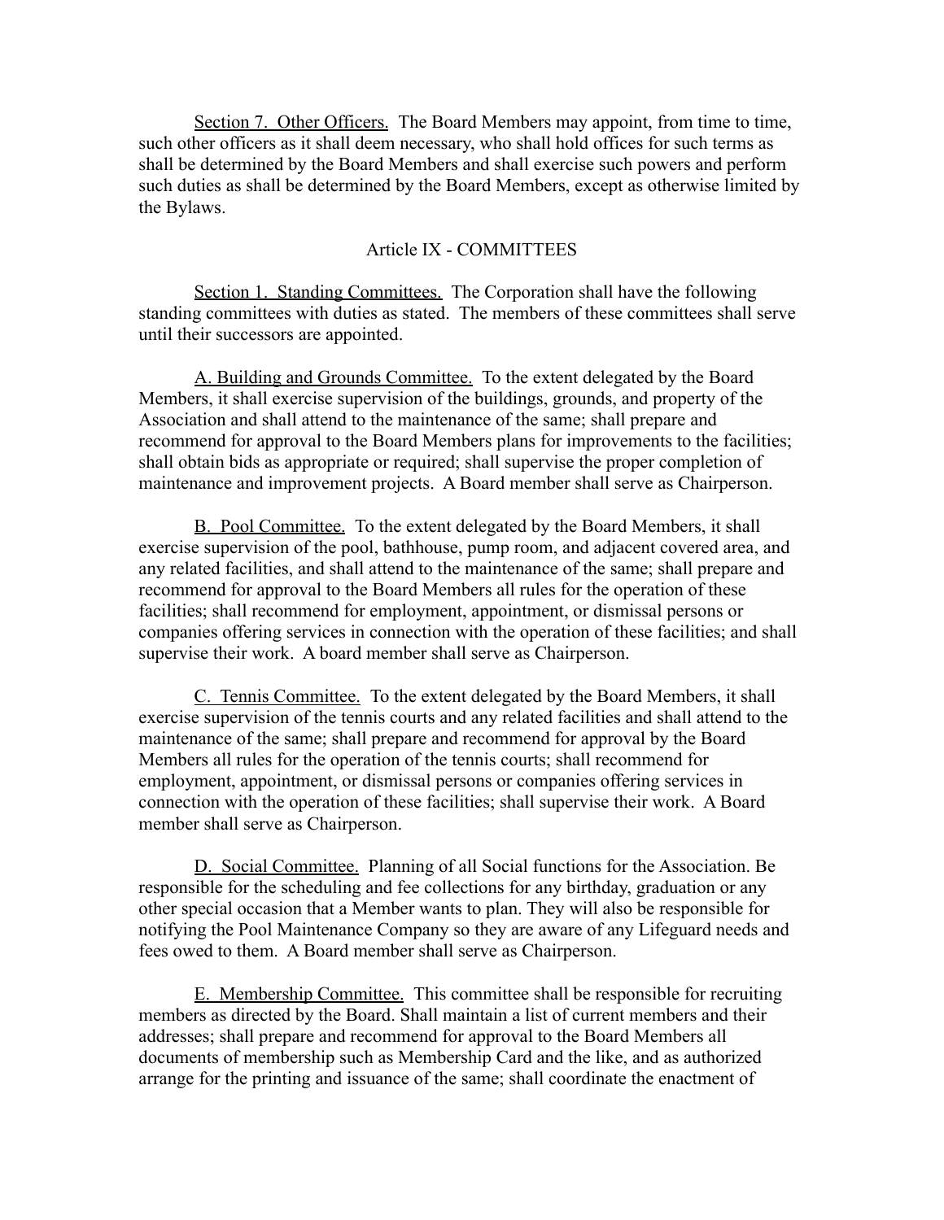Section 7. Other Officers. The Board Members may appoint, from time to time, such other officers as it shall deem necessary, who shall hold offices for such terms as shall be determined by the Board Members and shall exercise such powers and perform such duties as shall be determined by the Board Members, except as otherwise limited by the Bylaws.

## Article IX - COMMITTEES

Section 1. Standing Committees. The Corporation shall have the following standing committees with duties as stated. The members of these committees shall serve until their successors are appointed.

A. Building and Grounds Committee. To the extent delegated by the Board Members, it shall exercise supervision of the buildings, grounds, and property of the Association and shall attend to the maintenance of the same; shall prepare and recommend for approval to the Board Members plans for improvements to the facilities; shall obtain bids as appropriate or required; shall supervise the proper completion of maintenance and improvement projects. A Board member shall serve as Chairperson.

B. Pool Committee. To the extent delegated by the Board Members, it shall exercise supervision of the pool, bathhouse, pump room, and adjacent covered area, and any related facilities, and shall attend to the maintenance of the same; shall prepare and recommend for approval to the Board Members all rules for the operation of these facilities; shall recommend for employment, appointment, or dismissal persons or companies offering services in connection with the operation of these facilities; and shall supervise their work. A board member shall serve as Chairperson.

C. Tennis Committee. To the extent delegated by the Board Members, it shall exercise supervision of the tennis courts and any related facilities and shall attend to the maintenance of the same; shall prepare and recommend for approval by the Board Members all rules for the operation of the tennis courts; shall recommend for employment, appointment, or dismissal persons or companies offering services in connection with the operation of these facilities; shall supervise their work. A Board member shall serve as Chairperson.

D. Social Committee. Planning of all Social functions for the Association. Be responsible for the scheduling and fee collections for any birthday, graduation or any other special occasion that a Member wants to plan. They will also be responsible for notifying the Pool Maintenance Company so they are aware of any Lifeguard needs and fees owed to them. A Board member shall serve as Chairperson.

E. Membership Committee. This committee shall be responsible for recruiting members as directed by the Board. Shall maintain a list of current members and their addresses; shall prepare and recommend for approval to the Board Members all documents of membership such as Membership Card and the like, and as authorized arrange for the printing and issuance of the same; shall coordinate the enactment of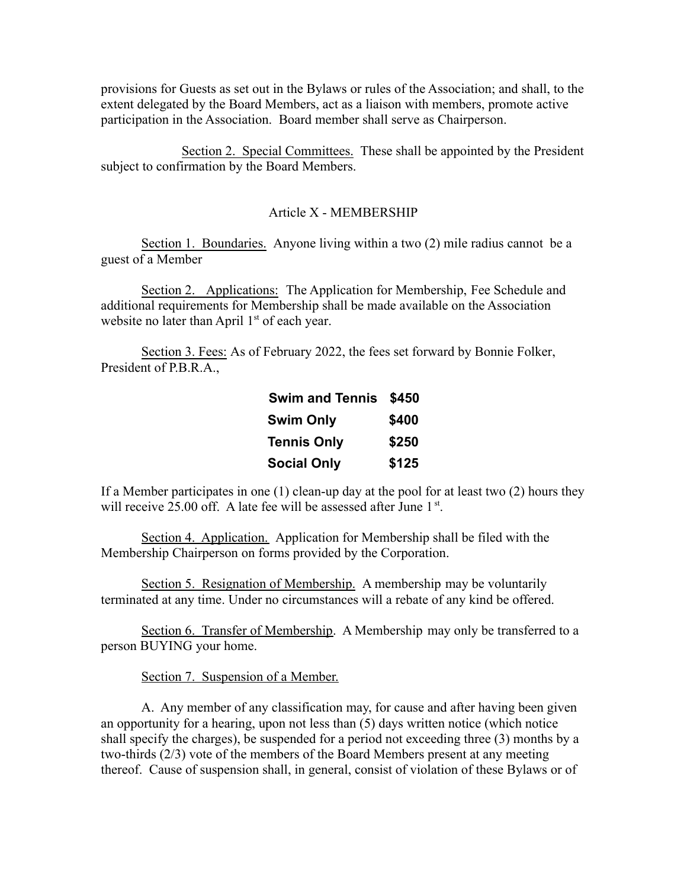provisions for Guests as set out in the Bylaws or rules of the Association; and shall, to the extent delegated by the Board Members, act as a liaison with members, promote active participation in the Association. Board member shall serve as Chairperson.

Section 2. Special Committees. These shall be appointed by the President subject to confirmation by the Board Members.

## Article X - MEMBERSHIP

Section 1. Boundaries. Anyone living within a two (2) mile radius cannot be a guest of a Member

Section 2. Applications: The Application for Membership, Fee Schedule and additional requirements for Membership shall be made available on the Association website no later than April 1st of each year.

Section 3. Fees: As of February 2022, the fees set forward by Bonnie Folker, President of P.B.R.A.,

| | |
|---|---|
| **Swim and Tennis** | **$450** |
| **Swim Only** | **$400** |
| **Tennis Only** | **$250** |
| **Social Only** | **$125** |

If a Member participates in one (1) clean-up day at the pool for at least two (2) hours they will receive 25.00 off. A late fee will be assessed after June 1st.

Section 4. Application. Application for Membership shall be filed with the Membership Chairperson on forms provided by the Corporation.

Section 5. Resignation of Membership. A membership may be voluntarily terminated at any time. Under no circumstances will a rebate of any kind be offered.

Section 6. Transfer of Membership. A Membership may only be transferred to a person BUYING your home.

Section 7. Suspension of a Member.

A. Any member of any classification may, for cause and after having been given an opportunity for a hearing, upon not less than (5) days written notice (which notice shall specify the charges), be suspended for a period not exceeding three (3) months by a two-thirds (2/3) vote of the members of the Board Members present at any meeting thereof. Cause of suspension shall, in general, consist of violation of these Bylaws or of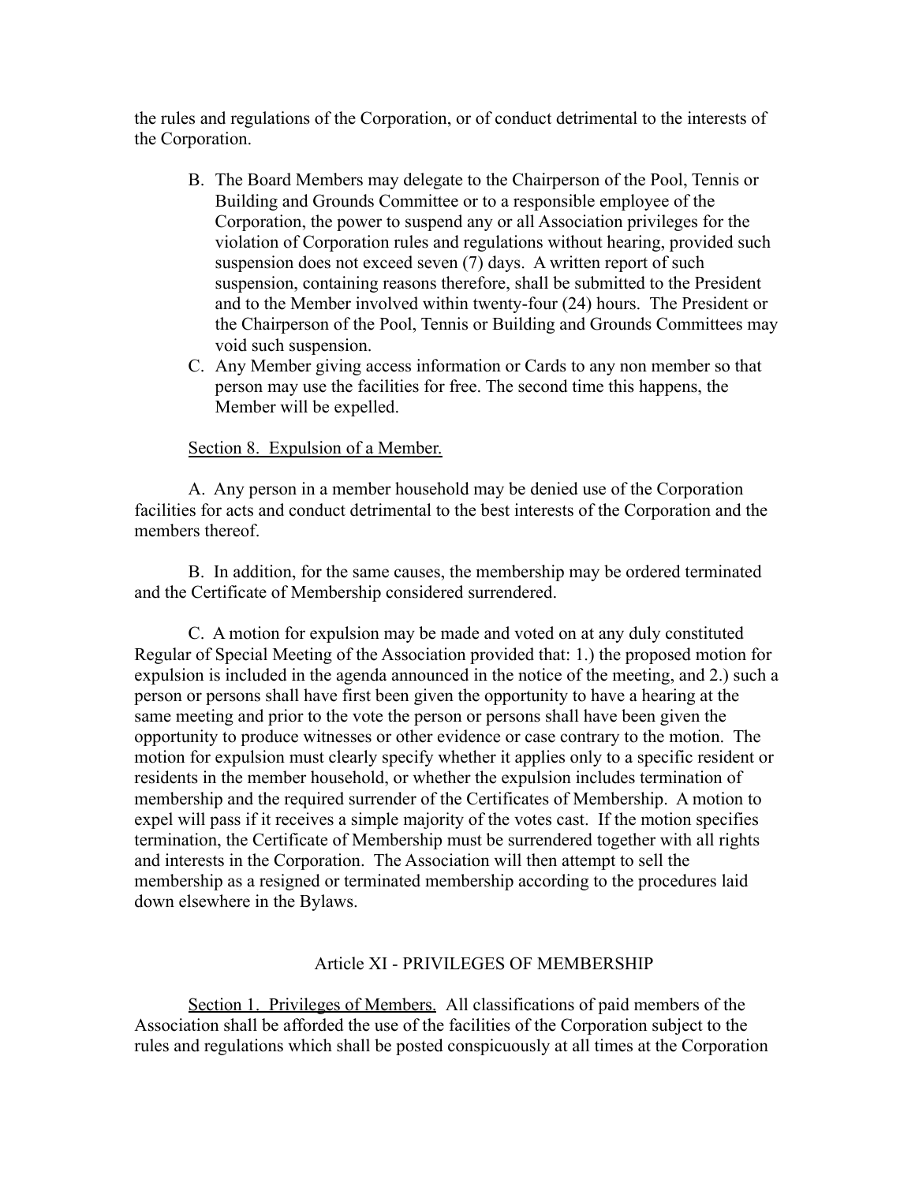the rules and regulations of the Corporation, or of conduct detrimental to the interests of the Corporation.

B. The Board Members may delegate to the Chairperson of the Pool, Tennis or Building and Grounds Committee or to a responsible employee of the Corporation, the power to suspend any or all Association privileges for the violation of Corporation rules and regulations without hearing, provided such suspension does not exceed seven (7) days. A written report of such suspension, containing reasons therefore, shall be submitted to the President and to the Member involved within twenty-four (24) hours. The President or the Chairperson of the Pool, Tennis or Building and Grounds Committees may void such suspension.

C. Any Member giving access information or Cards to any non member so that person may use the facilities for free. The second time this happens, the Member will be expelled.

<u>Section 8. Expulsion of a Member.</u>

A. Any person in a member household may be denied use of the Corporation facilities for acts and conduct detrimental to the best interests of the Corporation and the members thereof.

B. In addition, for the same causes, the membership may be ordered terminated and the Certificate of Membership considered surrendered.

C. A motion for expulsion may be made and voted on at any duly constituted Regular of Special Meeting of the Association provided that: 1.) the proposed motion for expulsion is included in the agenda announced in the notice of the meeting, and 2.) such a person or persons shall have first been given the opportunity to have a hearing at the same meeting and prior to the vote the person or persons shall have been given the opportunity to produce witnesses or other evidence or case contrary to the motion. The motion for expulsion must clearly specify whether it applies only to a specific resident or residents in the member household, or whether the expulsion includes termination of membership and the required surrender of the Certificates of Membership. A motion to expel will pass if it receives a simple majority of the votes cast. If the motion specifies termination, the Certificate of Membership must be surrendered together with all rights and interests in the Corporation. The Association will then attempt to sell the membership as a resigned or terminated membership according to the procedures laid down elsewhere in the Bylaws.

## Article XI - PRIVILEGES OF MEMBERSHIP

<u>Section 1. Privileges of Members.</u> All classifications of paid members of the Association shall be afforded the use of the facilities of the Corporation subject to the rules and regulations which shall be posted conspicuously at all times at the Corporation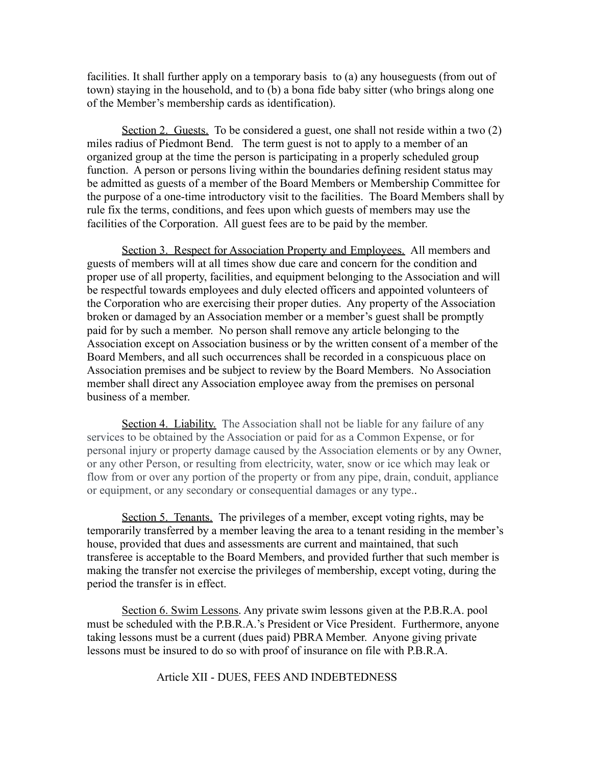facilities. It shall further apply on a temporary basis to (a) any houseguests (from out of town) staying in the household, and to (b) a bona fide baby sitter (who brings along one of the Member's membership cards as identification).

<u>Section 2. Guests.</u> To be considered a guest, one shall not reside within a two (2) miles radius of Piedmont Bend. The term guest is not to apply to a member of an organized group at the time the person is participating in a properly scheduled group function. A person or persons living within the boundaries defining resident status may be admitted as guests of a member of the Board Members or Membership Committee for the purpose of a one-time introductory visit to the facilities. The Board Members shall by rule fix the terms, conditions, and fees upon which guests of members may use the facilities of the Corporation. All guest fees are to be paid by the member.

<u>Section 3. Respect for Association Property and Employees.</u> All members and guests of members will at all times show due care and concern for the condition and proper use of all property, facilities, and equipment belonging to the Association and will be respectful towards employees and duly elected officers and appointed volunteers of the Corporation who are exercising their proper duties. Any property of the Association broken or damaged by an Association member or a member's guest shall be promptly paid for by such a member. No person shall remove any article belonging to the Association except on Association business or by the written consent of a member of the Board Members, and all such occurrences shall be recorded in a conspicuous place on Association premises and be subject to review by the Board Members. No Association member shall direct any Association employee away from the premises on personal business of a member.

<u>Section 4. Liability.</u> The Association shall not be liable for any failure of any services to be obtained by the Association or paid for as a Common Expense, or for personal injury or property damage caused by the Association elements or by any Owner, or any other Person, or resulting from electricity, water, snow or ice which may leak or flow from or over any portion of the property or from any pipe, drain, conduit, appliance or equipment, or any secondary or consequential damages or any type..

<u>Section 5. Tenants.</u> The privileges of a member, except voting rights, may be temporarily transferred by a member leaving the area to a tenant residing in the member's house, provided that dues and assessments are current and maintained, that such transferee is acceptable to the Board Members, and provided further that such member is making the transfer not exercise the privileges of membership, except voting, during the period the transfer is in effect.

<u>Section 6. Swim Lessons</u>. Any private swim lessons given at the P.B.R.A. pool must be scheduled with the P.B.R.A.'s President or Vice President. Furthermore, anyone taking lessons must be a current (dues paid) PBRA Member. Anyone giving private lessons must be insured to do so with proof of insurance on file with P.B.R.A.

## Article XII - DUES, FEES AND INDEBTEDNESS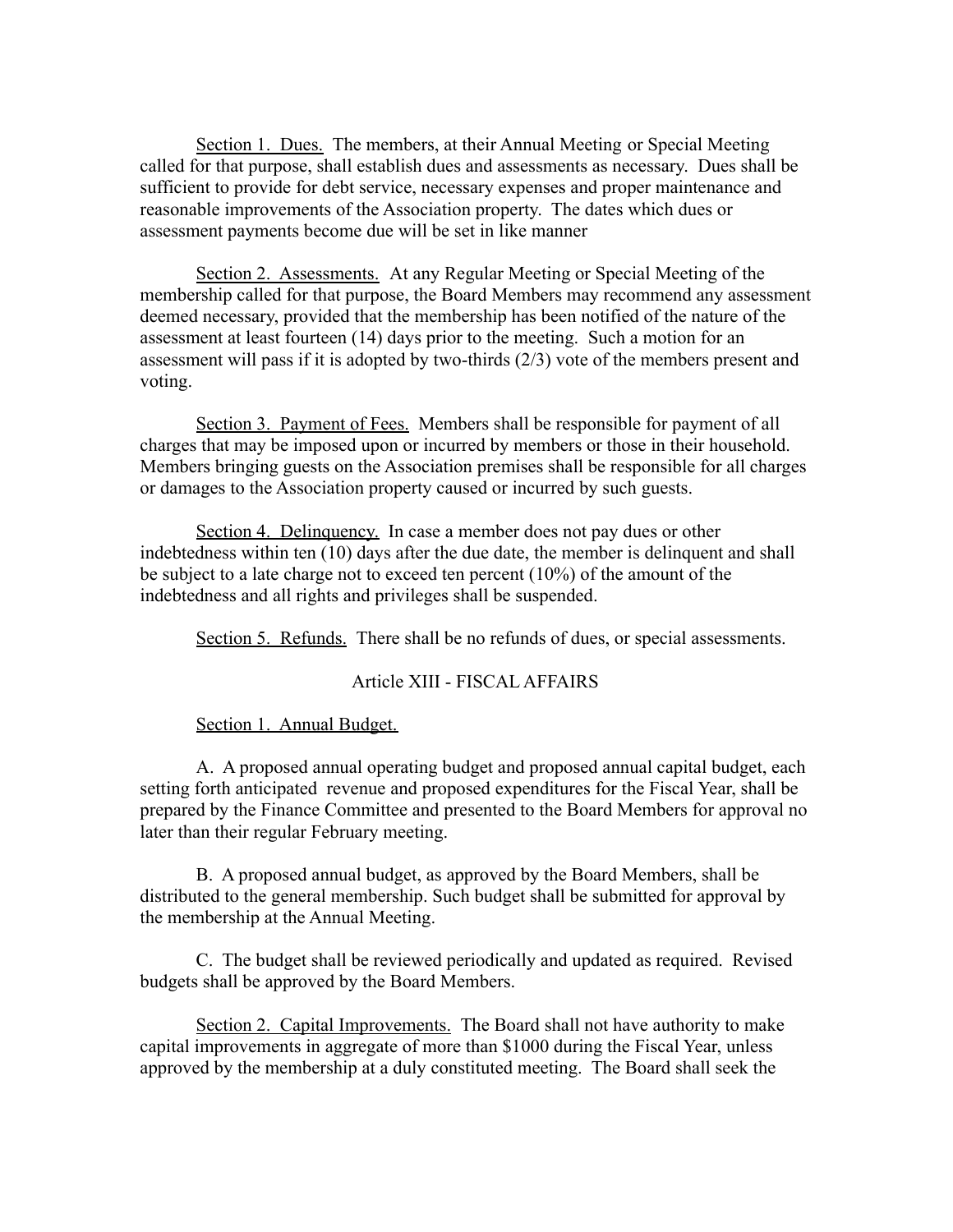Section 1. Dues. The members, at their Annual Meeting or Special Meeting called for that purpose, shall establish dues and assessments as necessary. Dues shall be sufficient to provide for debt service, necessary expenses and proper maintenance and reasonable improvements of the Association property. The dates which dues or assessment payments become due will be set in like manner

Section 2. Assessments. At any Regular Meeting or Special Meeting of the membership called for that purpose, the Board Members may recommend any assessment deemed necessary, provided that the membership has been notified of the nature of the assessment at least fourteen (14) days prior to the meeting. Such a motion for an assessment will pass if it is adopted by two-thirds (2/3) vote of the members present and voting.

Section 3. Payment of Fees. Members shall be responsible for payment of all charges that may be imposed upon or incurred by members or those in their household. Members bringing guests on the Association premises shall be responsible for all charges or damages to the Association property caused or incurred by such guests.

Section 4. Delinquency. In case a member does not pay dues or other indebtedness within ten (10) days after the due date, the member is delinquent and shall be subject to a late charge not to exceed ten percent (10%) of the amount of the indebtedness and all rights and privileges shall be suspended.

Section 5. Refunds. There shall be no refunds of dues, or special assessments.

## Article XIII - FISCAL AFFAIRS

Section 1. Annual Budget.

A. A proposed annual operating budget and proposed annual capital budget, each setting forth anticipated revenue and proposed expenditures for the Fiscal Year, shall be prepared by the Finance Committee and presented to the Board Members for approval no later than their regular February meeting.

B. A proposed annual budget, as approved by the Board Members, shall be distributed to the general membership. Such budget shall be submitted for approval by the membership at the Annual Meeting.

C. The budget shall be reviewed periodically and updated as required. Revised budgets shall be approved by the Board Members.

Section 2. Capital Improvements. The Board shall not have authority to make capital improvements in aggregate of more than $1000 during the Fiscal Year, unless approved by the membership at a duly constituted meeting. The Board shall seek the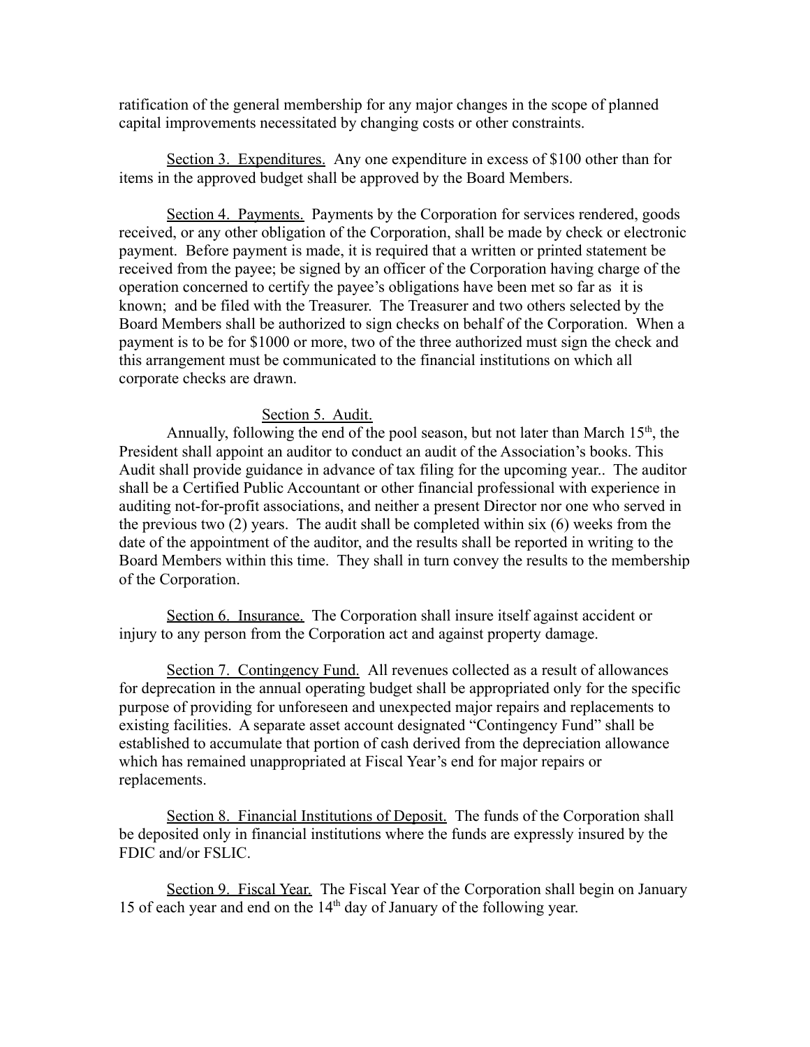ratification of the general membership for any major changes in the scope of planned capital improvements necessitated by changing costs or other constraints.

Section 3. Expenditures. Any one expenditure in excess of $100 other than for items in the approved budget shall be approved by the Board Members.

Section 4. Payments. Payments by the Corporation for services rendered, goods received, or any other obligation of the Corporation, shall be made by check or electronic payment. Before payment is made, it is required that a written or printed statement be received from the payee; be signed by an officer of the Corporation having charge of the operation concerned to certify the payee's obligations have been met so far as it is known; and be filed with the Treasurer. The Treasurer and two others selected by the Board Members shall be authorized to sign checks on behalf of the Corporation. When a payment is to be for $1000 or more, two of the three authorized must sign the check and this arrangement must be communicated to the financial institutions on which all corporate checks are drawn.

Section 5. Audit.

Annually, following the end of the pool season, but not later than March 15th, the President shall appoint an auditor to conduct an audit of the Association's books. This Audit shall provide guidance in advance of tax filing for the upcoming year.. The auditor shall be a Certified Public Accountant or other financial professional with experience in auditing not-for-profit associations, and neither a present Director nor one who served in the previous two (2) years. The audit shall be completed within six (6) weeks from the date of the appointment of the auditor, and the results shall be reported in writing to the Board Members within this time. They shall in turn convey the results to the membership of the Corporation.

Section 6. Insurance. The Corporation shall insure itself against accident or injury to any person from the Corporation act and against property damage.

Section 7. Contingency Fund. All revenues collected as a result of allowances for deprecation in the annual operating budget shall be appropriated only for the specific purpose of providing for unforeseen and unexpected major repairs and replacements to existing facilities. A separate asset account designated "Contingency Fund" shall be established to accumulate that portion of cash derived from the depreciation allowance which has remained unappropriated at Fiscal Year's end for major repairs or replacements.

Section 8. Financial Institutions of Deposit. The funds of the Corporation shall be deposited only in financial institutions where the funds are expressly insured by the FDIC and/or FSLIC.

Section 9. Fiscal Year. The Fiscal Year of the Corporation shall begin on January 15 of each year and end on the 14th day of January of the following year.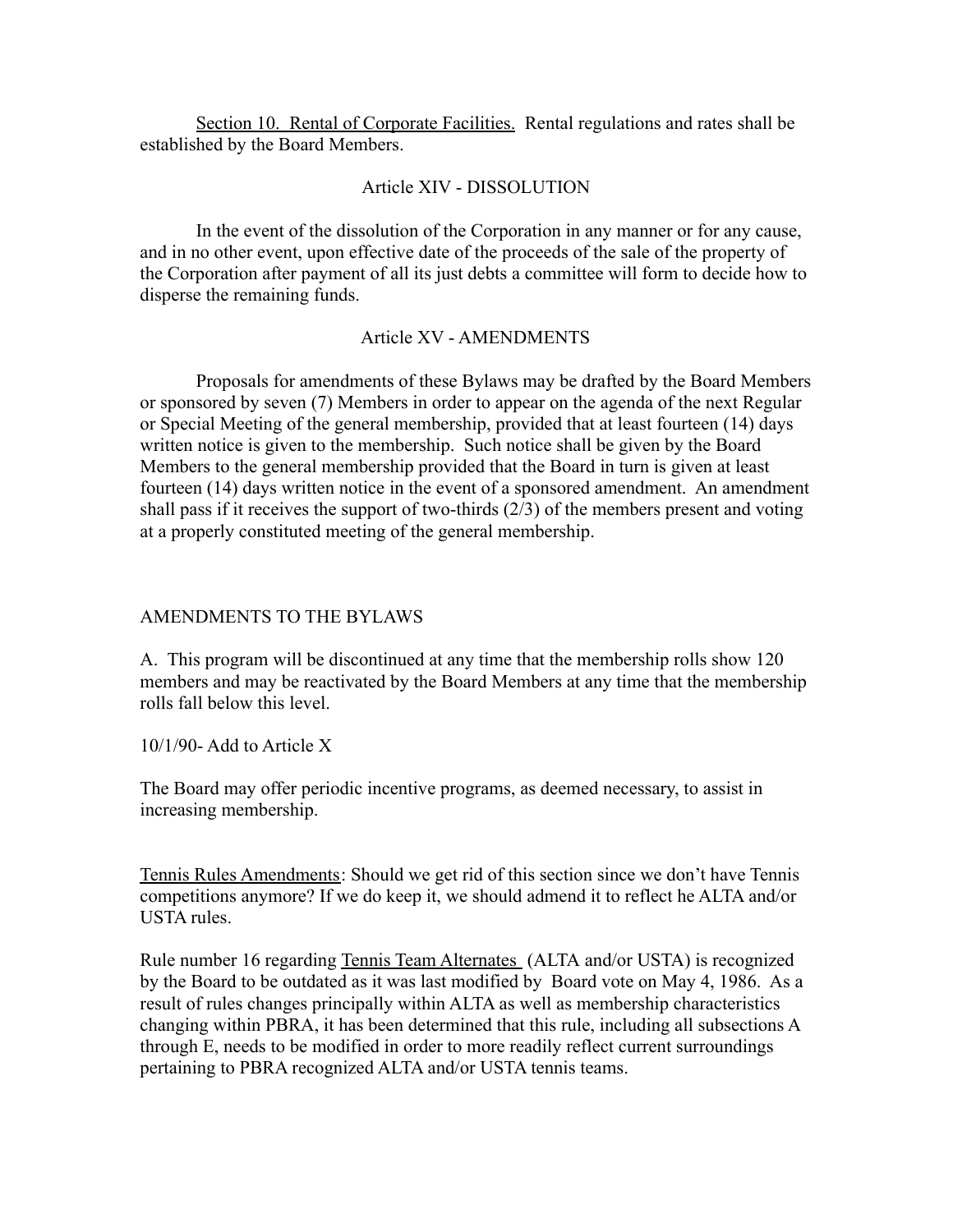Section 10. Rental of Corporate Facilities. Rental regulations and rates shall be established by the Board Members.

## Article XIV - DISSOLUTION

In the event of the dissolution of the Corporation in any manner or for any cause, and in no other event, upon effective date of the proceeds of the sale of the property of the Corporation after payment of all its just debts a committee will form to decide how to disperse the remaining funds.

## Article XV - AMENDMENTS

Proposals for amendments of these Bylaws may be drafted by the Board Members or sponsored by seven (7) Members in order to appear on the agenda of the next Regular or Special Meeting of the general membership, provided that at least fourteen (14) days written notice is given to the membership. Such notice shall be given by the Board Members to the general membership provided that the Board in turn is given at least fourteen (14) days written notice in the event of a sponsored amendment. An amendment shall pass if it receives the support of two-thirds (2/3) of the members present and voting at a properly constituted meeting of the general membership.

## AMENDMENTS TO THE BYLAWS

A. This program will be discontinued at any time that the membership rolls show 120 members and may be reactivated by the Board Members at any time that the membership rolls fall below this level.

10/1/90- Add to Article X

The Board may offer periodic incentive programs, as deemed necessary, to assist in increasing membership.

Tennis Rules Amendments: Should we get rid of this section since we don't have Tennis competitions anymore? If we do keep it, we should admend it to reflect he ALTA and/or USTA rules.

Rule number 16 regarding Tennis Team Alternates (ALTA and/or USTA) is recognized by the Board to be outdated as it was last modified by Board vote on May 4, 1986. As a result of rules changes principally within ALTA as well as membership characteristics changing within PBRA, it has been determined that this rule, including all subsections A through E, needs to be modified in order to more readily reflect current surroundings pertaining to PBRA recognized ALTA and/or USTA tennis teams.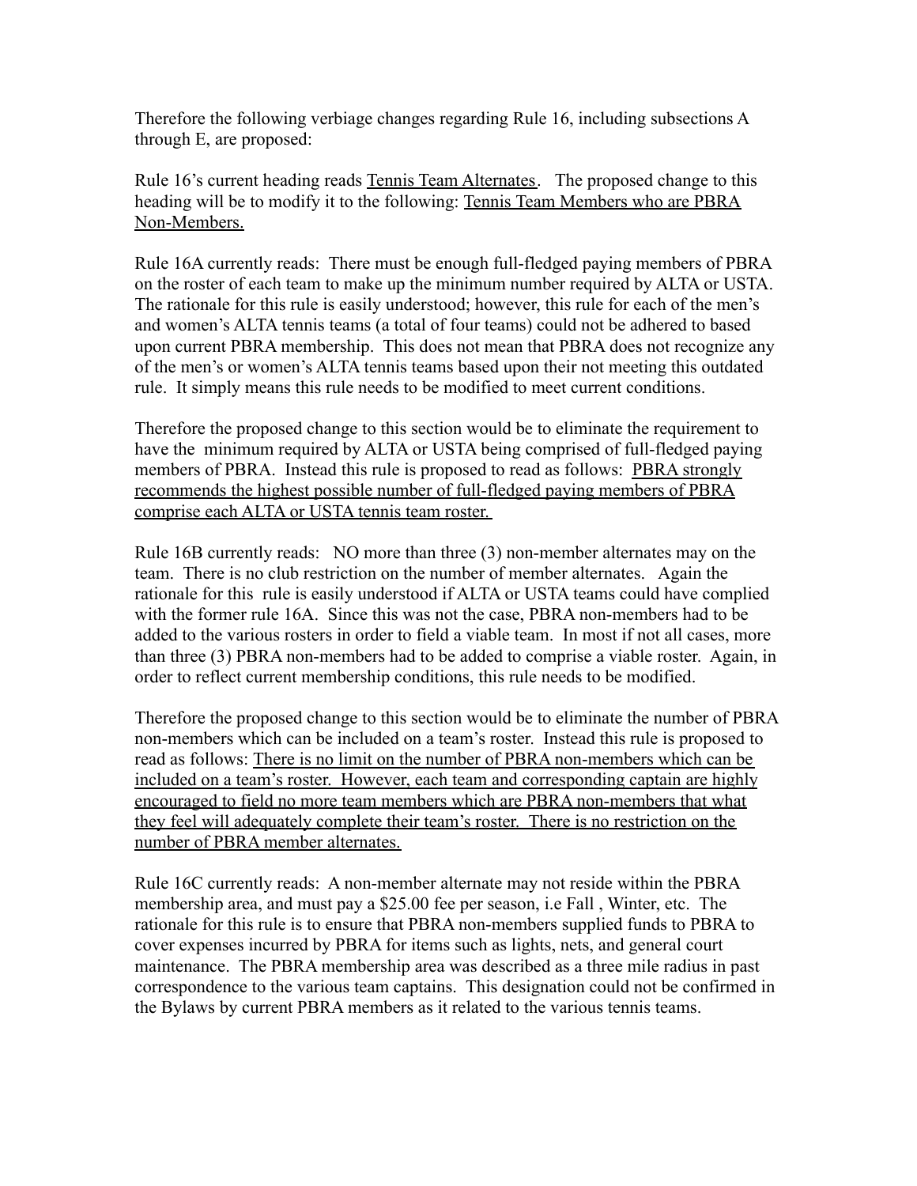Therefore the following verbiage changes regarding Rule 16, including subsections A through E, are proposed:

Rule 16's current heading reads <u>Tennis Team Alternates</u>. The proposed change to this heading will be to modify it to the following: <u>Tennis Team Members who are PBRA Non-Members.</u>

Rule 16A currently reads: There must be enough full-fledged paying members of PBRA on the roster of each team to make up the minimum number required by ALTA or USTA. The rationale for this rule is easily understood; however, this rule for each of the men's and women's ALTA tennis teams (a total of four teams) could not be adhered to based upon current PBRA membership. This does not mean that PBRA does not recognize any of the men's or women's ALTA tennis teams based upon their not meeting this outdated rule. It simply means this rule needs to be modified to meet current conditions.

Therefore the proposed change to this section would be to eliminate the requirement to have the minimum required by ALTA or USTA being comprised of full-fledged paying members of PBRA. Instead this rule is proposed to read as follows: <u>PBRA strongly recommends the highest possible number of full-fledged paying members of PBRA comprise each ALTA or USTA tennis team roster.</u>

Rule 16B currently reads: NO more than three (3) non-member alternates may on the team. There is no club restriction on the number of member alternates. Again the rationale for this rule is easily understood if ALTA or USTA teams could have complied with the former rule 16A. Since this was not the case, PBRA non-members had to be added to the various rosters in order to field a viable team. In most if not all cases, more than three (3) PBRA non-members had to be added to comprise a viable roster. Again, in order to reflect current membership conditions, this rule needs to be modified.

Therefore the proposed change to this section would be to eliminate the number of PBRA non-members which can be included on a team's roster. Instead this rule is proposed to read as follows: <u>There is no limit on the number of PBRA non-members which can be included on a team's roster. However, each team and corresponding captain are highly encouraged to field no more team members which are PBRA non-members that what they feel will adequately complete their team's roster. There is no restriction on the number of PBRA member alternates.</u>

Rule 16C currently reads: A non-member alternate may not reside within the PBRA membership area, and must pay a $25.00 fee per season, i.e Fall , Winter, etc. The rationale for this rule is to ensure that PBRA non-members supplied funds to PBRA to cover expenses incurred by PBRA for items such as lights, nets, and general court maintenance. The PBRA membership area was described as a three mile radius in past correspondence to the various team captains. This designation could not be confirmed in the Bylaws by current PBRA members as it related to the various tennis teams.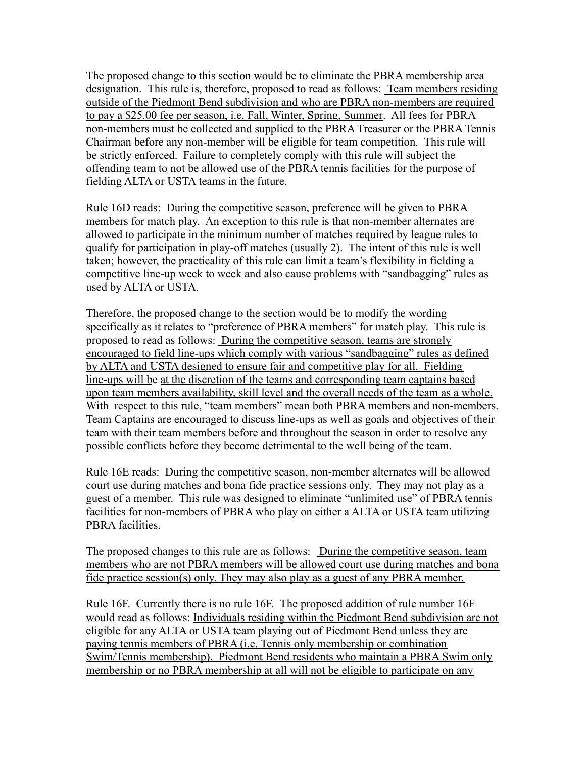The proposed change to this section would be to eliminate the PBRA membership area designation. This rule is, therefore, proposed to read as follows: <u>Team members residing outside of the Piedmont Bend subdivision and who are PBRA non-members are required to pay a $25.00 fee per season, i.e. Fall, Winter, Spring, Summer</u>. All fees for PBRA non-members must be collected and supplied to the PBRA Treasurer or the PBRA Tennis Chairman before any non-member will be eligible for team competition. This rule will be strictly enforced. Failure to completely comply with this rule will subject the offending team to not be allowed use of the PBRA tennis facilities for the purpose of fielding ALTA or USTA teams in the future.

Rule 16D reads: During the competitive season, preference will be given to PBRA members for match play. An exception to this rule is that non-member alternates are allowed to participate in the minimum number of matches required by league rules to qualify for participation in play-off matches (usually 2). The intent of this rule is well taken; however, the practicality of this rule can limit a team's flexibility in fielding a competitive line-up week to week and also cause problems with "sandbagging" rules as used by ALTA or USTA.

Therefore, the proposed change to the section would be to modify the wording specifically as it relates to "preference of PBRA members" for match play. This rule is proposed to read as follows: <u>During the competitive season, teams are strongly encouraged to field line-ups which comply with various "sandbagging" rules as defined by ALTA and USTA designed to ensure fair and competitive play for all. Fielding line-ups will be at the discretion of the teams and corresponding team captains based upon team members availability, skill level and the overall needs of the team as a whole.</u> With respect to this rule, "team members" mean both PBRA members and non-members. Team Captains are encouraged to discuss line-ups as well as goals and objectives of their team with their team members before and throughout the season in order to resolve any possible conflicts before they become detrimental to the well being of the team.

Rule 16E reads: During the competitive season, non-member alternates will be allowed court use during matches and bona fide practice sessions only. They may not play as a guest of a member. This rule was designed to eliminate "unlimited use" of PBRA tennis facilities for non-members of PBRA who play on either a ALTA or USTA team utilizing PBRA facilities.

The proposed changes to this rule are as follows: <u>During the competitive season, team members who are not PBRA members will be allowed court use during matches and bona fide practice session(s) only. They may also play as a guest of any PBRA member.</u>

Rule 16F. Currently there is no rule 16F. The proposed addition of rule number 16F would read as follows: <u>Individuals residing within the Piedmont Bend subdivision are not eligible for any ALTA or USTA team playing out of Piedmont Bend unless they are paying tennis members of PBRA (i.e. Tennis only membership or combination Swim/Tennis membership). Piedmont Bend residents who maintain a PBRA Swim only membership or no PBRA membership at all will not be eligible to participate on any</u>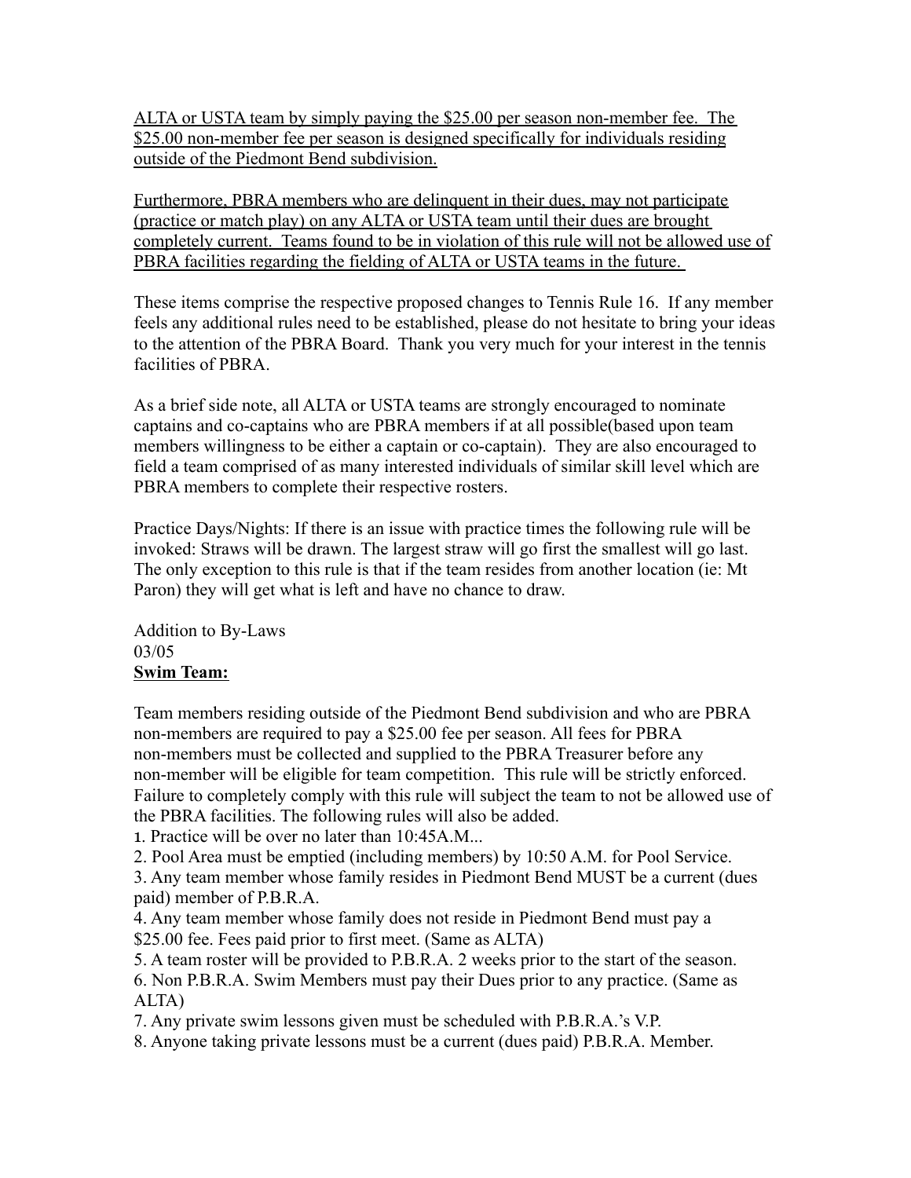<u>ALTA or USTA team by simply paying the $25.00 per season non-member fee. The $25.00 non-member fee per season is designed specifically for individuals residing outside of the Piedmont Bend subdivision.</u>

<u>Furthermore, PBRA members who are delinquent in their dues, may not participate (practice or match play) on any ALTA or USTA team until their dues are brought completely current. Teams found to be in violation of this rule will not be allowed use of PBRA facilities regarding the fielding of ALTA or USTA teams in the future.</u>

These items comprise the respective proposed changes to Tennis Rule 16. If any member feels any additional rules need to be established, please do not hesitate to bring your ideas to the attention of the PBRA Board. Thank you very much for your interest in the tennis facilities of PBRA.

As a brief side note, all ALTA or USTA teams are strongly encouraged to nominate captains and co-captains who are PBRA members if at all possible(based upon team members willingness to be either a captain or co-captain). They are also encouraged to field a team comprised of as many interested individuals of similar skill level which are PBRA members to complete their respective rosters.

Practice Days/Nights: If there is an issue with practice times the following rule will be invoked: Straws will be drawn. The largest straw will go first the smallest will go last. The only exception to this rule is that if the team resides from another location (ie: Mt Paron) they will get what is left and have no chance to draw.

Addition to By-Laws
03/05
**<u>Swim Team:</u>**

Team members residing outside of the Piedmont Bend subdivision and who are PBRA non-members are required to pay a $25.00 fee per season. All fees for PBRA non-members must be collected and supplied to the PBRA Treasurer before any non-member will be eligible for team competition. This rule will be strictly enforced. Failure to completely comply with this rule will subject the team to not be allowed use of the PBRA facilities. The following rules will also be added.

1. Practice will be over no later than 10:45A.M...
2. Pool Area must be emptied (including members) by 10:50 A.M. for Pool Service.
3. Any team member whose family resides in Piedmont Bend MUST be a current (dues paid) member of P.B.R.A.
4. Any team member whose family does not reside in Piedmont Bend must pay a $25.00 fee. Fees paid prior to first meet. (Same as ALTA)
5. A team roster will be provided to P.B.R.A. 2 weeks prior to the start of the season.
6. Non P.B.R.A. Swim Members must pay their Dues prior to any practice. (Same as ALTA)
7. Any private swim lessons given must be scheduled with P.B.R.A.'s V.P.
8. Anyone taking private lessons must be a current (dues paid) P.B.R.A. Member.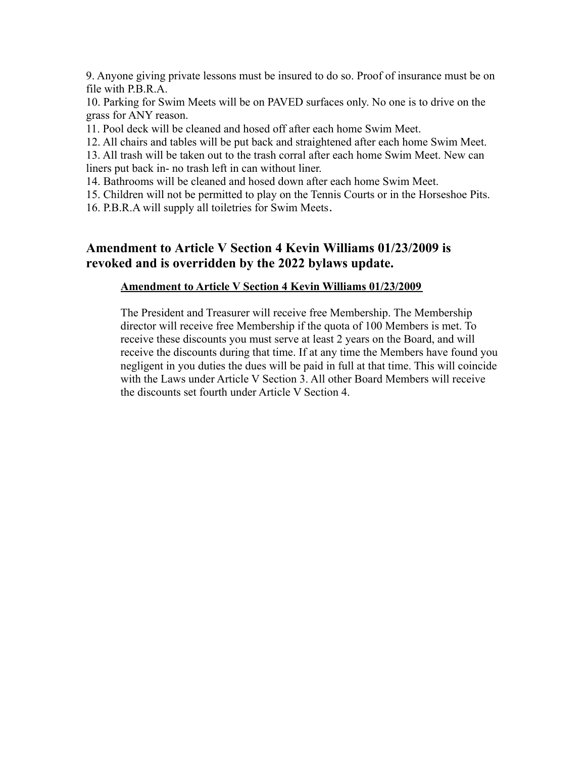9. Anyone giving private lessons must be insured to do so. Proof of insurance must be on file with P.B.R.A.
10. Parking for Swim Meets will be on PAVED surfaces only. No one is to drive on the grass for ANY reason.
11. Pool deck will be cleaned and hosed off after each home Swim Meet.
12. All chairs and tables will be put back and straightened after each home Swim Meet.
13. All trash will be taken out to the trash corral after each home Swim Meet. New can liners put back in- no trash left in can without liner.
14. Bathrooms will be cleaned and hosed down after each home Swim Meet.
15. Children will not be permitted to play on the Tennis Courts or in the Horseshoe Pits.
16. P.B.R.A will supply all toiletries for Swim Meets.

## Amendment to Article V Section 4 Kevin Williams 01/23/2009 is revoked and is overridden by the 2022 bylaws update.

> **<u>Amendment to Article V Section 4 Kevin Williams 01/23/2009</u>**
>
> The President and Treasurer will receive free Membership. The Membership director will receive free Membership if the quota of 100 Members is met. To receive these discounts you must serve at least 2 years on the Board, and will receive the discounts during that time. If at any time the Members have found you negligent in you duties the dues will be paid in full at that time. This will coincide with the Laws under Article V Section 3. All other Board Members will receive the discounts set fourth under Article V Section 4.